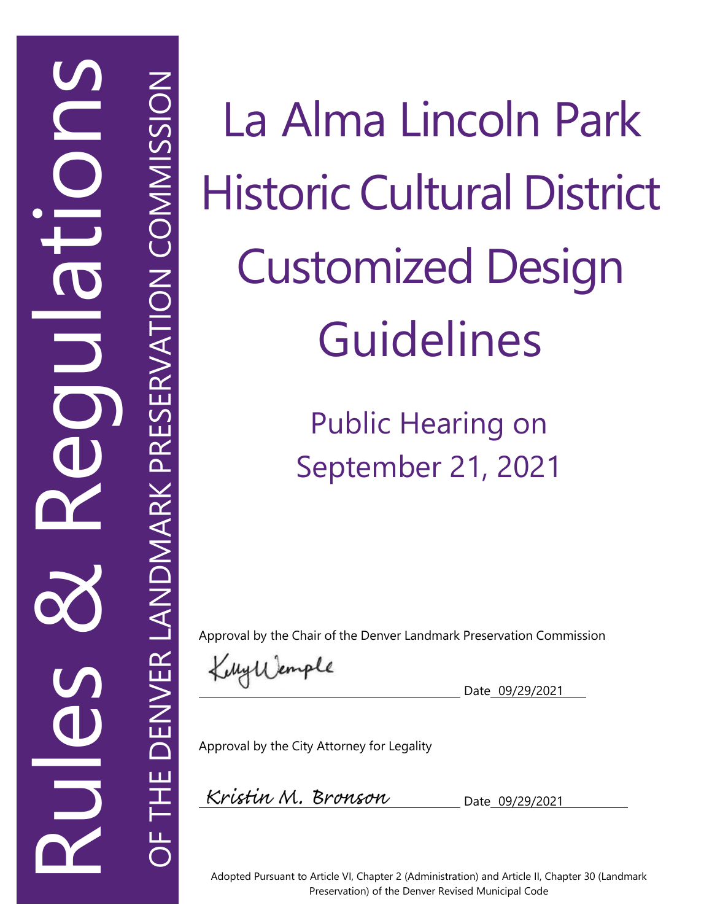Rules & Regulations

OF THE DENVER LANDMARK PRESERVATION COMMISSION

# La Alma Lincoln Park Historic Cultural District Customized Design Guidelines

## Public Hearing on September 21, 2021

Approval by the Chair of the Denver Landmark Preservation Commission

Kelly Wemple Date 09/29/2021

Approval by the City Attorney for Legality

Kristin M. Bronson Date 09/29/2021

Adopted Pursuant to Article VI, Chapter 2 (Administration) and Article II, Chapter 30 (Landmark Preservation) of the Denver Revised Municipal Code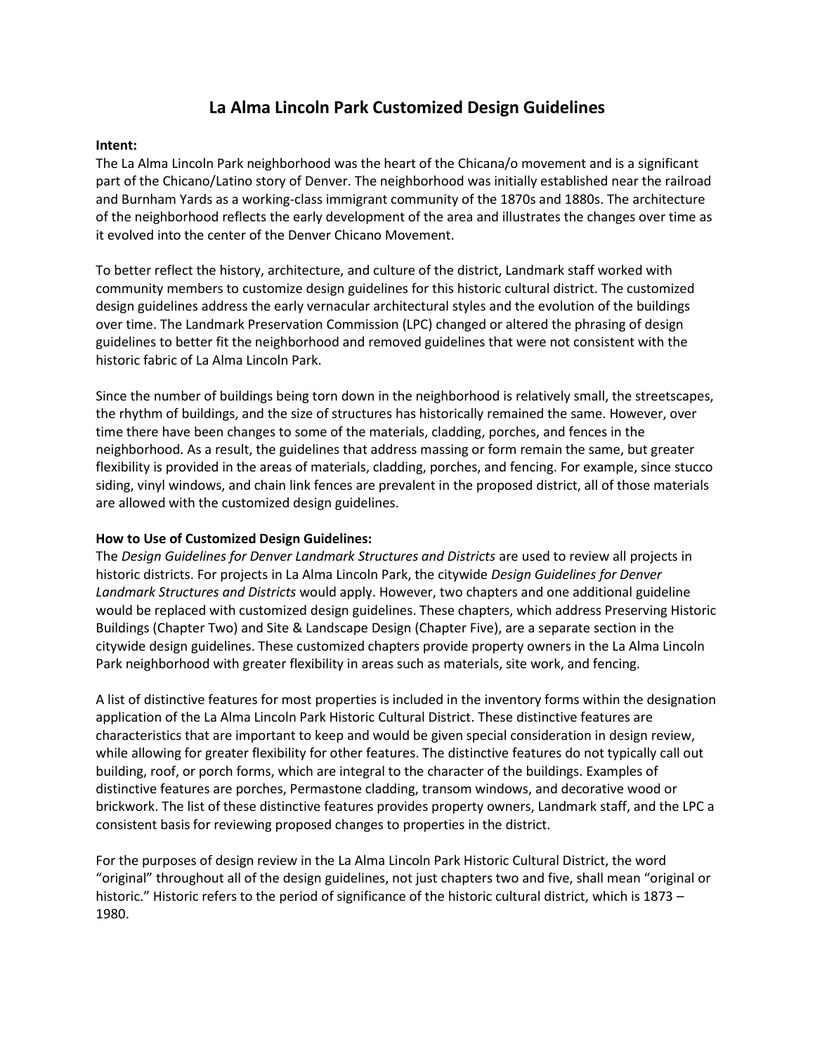# La Alma Lincoln Park Customized Design Guidelines

**Intent:**

The La Alma Lincoln Park neighborhood was the heart of the Chicana/o movement and is a significant part of the Chicano/Latino story of Denver. The neighborhood was initially established near the railroad and Burnham Yards as a working-class immigrant community of the 1870s and 1880s. The architecture of the neighborhood reflects the early development of the area and illustrates the changes over time as it evolved into the center of the Denver Chicano Movement.

To better reflect the history, architecture, and culture of the district, Landmark staff worked with community members to customize design guidelines for this historic cultural district. The customized design guidelines address the early vernacular architectural styles and the evolution of the buildings over time. The Landmark Preservation Commission (LPC) changed or altered the phrasing of design guidelines to better fit the neighborhood and removed guidelines that were not consistent with the historic fabric of La Alma Lincoln Park.

Since the number of buildings being torn down in the neighborhood is relatively small, the streetscapes, the rhythm of buildings, and the size of structures has historically remained the same. However, over time there have been changes to some of the materials, cladding, porches, and fences in the neighborhood. As a result, the guidelines that address massing or form remain the same, but greater flexibility is provided in the areas of materials, cladding, porches, and fencing. For example, since stucco siding, vinyl windows, and chain link fences are prevalent in the proposed district, all of those materials are allowed with the customized design guidelines.

**How to Use of Customized Design Guidelines:**

The *Design Guidelines for Denver Landmark Structures and Districts* are used to review all projects in historic districts. For projects in La Alma Lincoln Park, the citywide *Design Guidelines for Denver Landmark Structures and Districts* would apply. However, two chapters and one additional guideline would be replaced with customized design guidelines. These chapters, which address Preserving Historic Buildings (Chapter Two) and Site & Landscape Design (Chapter Five), are a separate section in the citywide design guidelines. These customized chapters provide property owners in the La Alma Lincoln Park neighborhood with greater flexibility in areas such as materials, site work, and fencing.

A list of distinctive features for most properties is included in the inventory forms within the designation application of the La Alma Lincoln Park Historic Cultural District. These distinctive features are characteristics that are important to keep and would be given special consideration in design review, while allowing for greater flexibility for other features. The distinctive features do not typically call out building, roof, or porch forms, which are integral to the character of the buildings. Examples of distinctive features are porches, Permastone cladding, transom windows, and decorative wood or brickwork. The list of these distinctive features provides property owners, Landmark staff, and the LPC a consistent basis for reviewing proposed changes to properties in the district.

For the purposes of design review in the La Alma Lincoln Park Historic Cultural District, the word "original" throughout all of the design guidelines, not just chapters two and five, shall mean "original or historic." Historic refers to the period of significance of the historic cultural district, which is 1873 – 1980.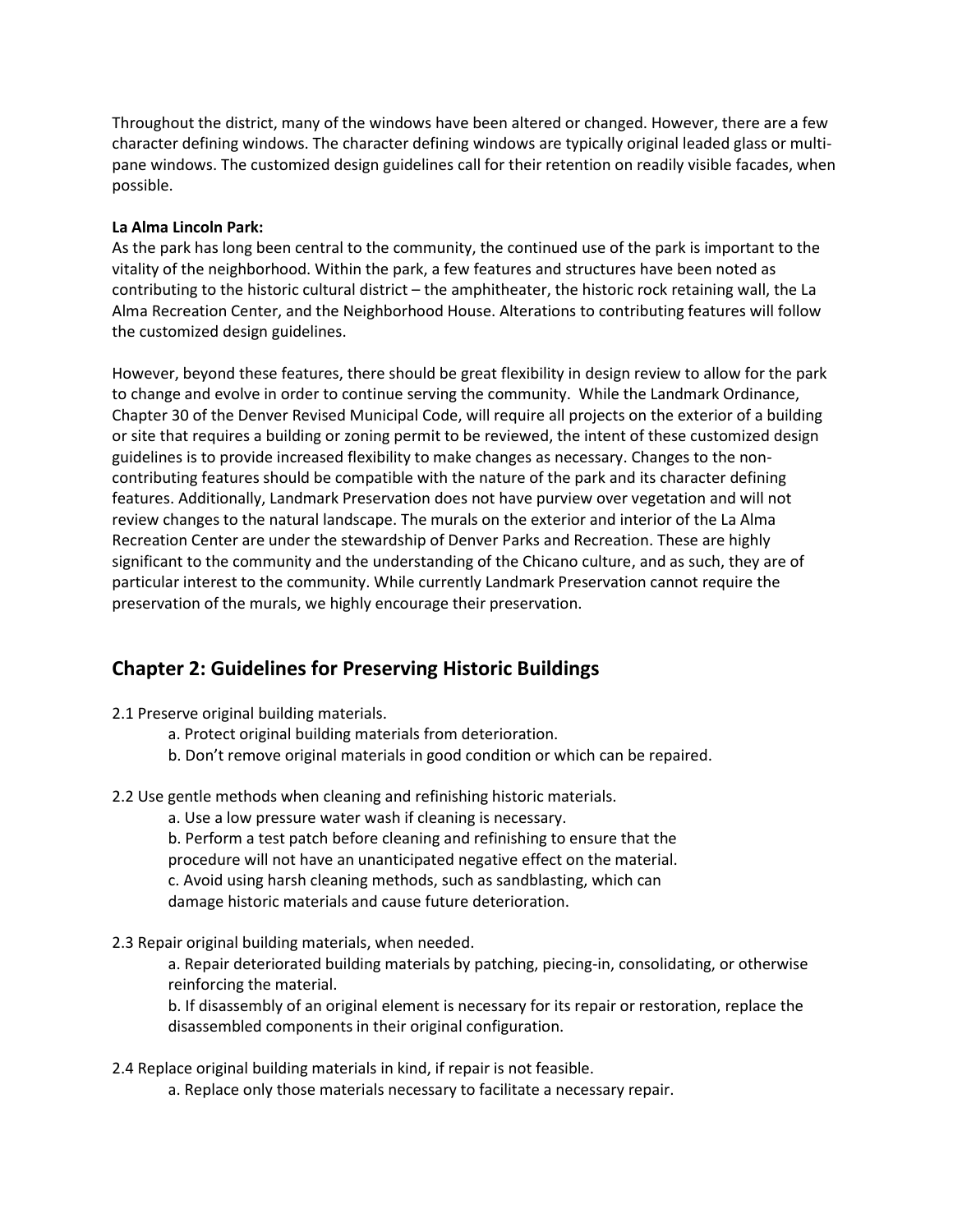Throughout the district, many of the windows have been altered or changed. However, there are a few character defining windows. The character defining windows are typically original leaded glass or multi-pane windows. The customized design guidelines call for their retention on readily visible facades, when possible.

**La Alma Lincoln Park:**

As the park has long been central to the community, the continued use of the park is important to the vitality of the neighborhood. Within the park, a few features and structures have been noted as contributing to the historic cultural district – the amphitheater, the historic rock retaining wall, the La Alma Recreation Center, and the Neighborhood House. Alterations to contributing features will follow the customized design guidelines.

However, beyond these features, there should be great flexibility in design review to allow for the park to change and evolve in order to continue serving the community. While the Landmark Ordinance, Chapter 30 of the Denver Revised Municipal Code, will require all projects on the exterior of a building or site that requires a building or zoning permit to be reviewed, the intent of these customized design guidelines is to provide increased flexibility to make changes as necessary. Changes to the non-contributing features should be compatible with the nature of the park and its character defining features. Additionally, Landmark Preservation does not have purview over vegetation and will not review changes to the natural landscape. The murals on the exterior and interior of the La Alma Recreation Center are under the stewardship of Denver Parks and Recreation. These are highly significant to the community and the understanding of the Chicano culture, and as such, they are of particular interest to the community. While currently Landmark Preservation cannot require the preservation of the murals, we highly encourage their preservation.

## Chapter 2: Guidelines for Preserving Historic Buildings

2.1 Preserve original building materials.

- a. Protect original building materials from deterioration.
- b. Don't remove original materials in good condition or which can be repaired.

2.2 Use gentle methods when cleaning and refinishing historic materials.

- a. Use a low pressure water wash if cleaning is necessary.
- b. Perform a test patch before cleaning and refinishing to ensure that the procedure will not have an unanticipated negative effect on the material.
- c. Avoid using harsh cleaning methods, such as sandblasting, which can damage historic materials and cause future deterioration.

2.3 Repair original building materials, when needed.

- a. Repair deteriorated building materials by patching, piecing-in, consolidating, or otherwise reinforcing the material.
- b. If disassembly of an original element is necessary for its repair or restoration, replace the disassembled components in their original configuration.

2.4 Replace original building materials in kind, if repair is not feasible.

- a. Replace only those materials necessary to facilitate a necessary repair.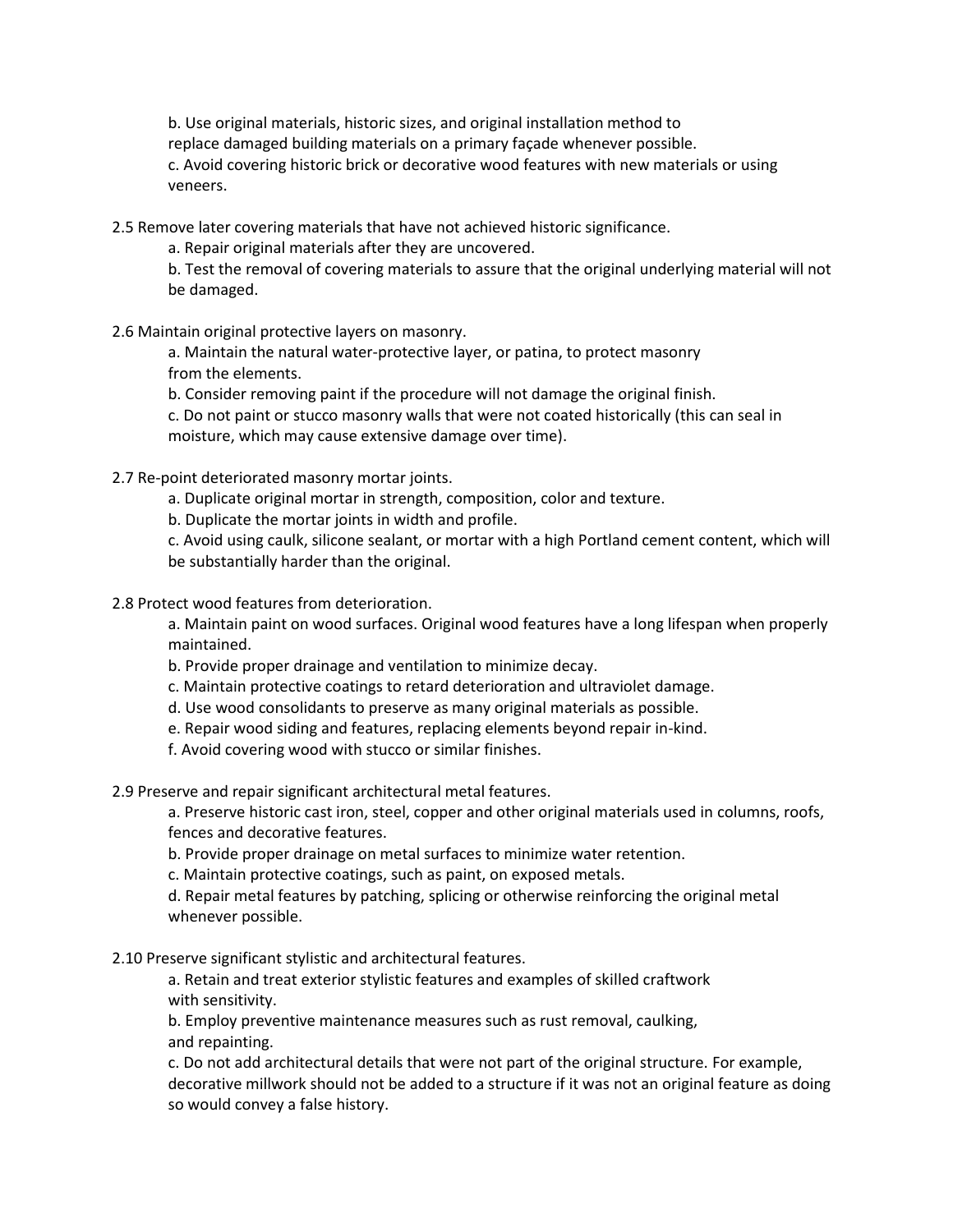b. Use original materials, historic sizes, and original installation method to replace damaged building materials on a primary façade whenever possible.

c. Avoid covering historic brick or decorative wood features with new materials or using veneers.

2.5 Remove later covering materials that have not achieved historic significance.

a. Repair original materials after they are uncovered.

b. Test the removal of covering materials to assure that the original underlying material will not be damaged.

2.6 Maintain original protective layers on masonry.

a. Maintain the natural water-protective layer, or patina, to protect masonry from the elements.

b. Consider removing paint if the procedure will not damage the original finish.

c. Do not paint or stucco masonry walls that were not coated historically (this can seal in moisture, which may cause extensive damage over time).

2.7 Re-point deteriorated masonry mortar joints.

a. Duplicate original mortar in strength, composition, color and texture.

b. Duplicate the mortar joints in width and profile.

c. Avoid using caulk, silicone sealant, or mortar with a high Portland cement content, which will be substantially harder than the original.

2.8 Protect wood features from deterioration.

a. Maintain paint on wood surfaces. Original wood features have a long lifespan when properly maintained.

b. Provide proper drainage and ventilation to minimize decay.

c. Maintain protective coatings to retard deterioration and ultraviolet damage.

d. Use wood consolidants to preserve as many original materials as possible.

e. Repair wood siding and features, replacing elements beyond repair in-kind.

f. Avoid covering wood with stucco or similar finishes.

2.9 Preserve and repair significant architectural metal features.

a. Preserve historic cast iron, steel, copper and other original materials used in columns, roofs, fences and decorative features.

b. Provide proper drainage on metal surfaces to minimize water retention.

c. Maintain protective coatings, such as paint, on exposed metals.

d. Repair metal features by patching, splicing or otherwise reinforcing the original metal whenever possible.

2.10 Preserve significant stylistic and architectural features.

a. Retain and treat exterior stylistic features and examples of skilled craftwork with sensitivity.

b. Employ preventive maintenance measures such as rust removal, caulking, and repainting.

c. Do not add architectural details that were not part of the original structure. For example, decorative millwork should not be added to a structure if it was not an original feature as doing so would convey a false history.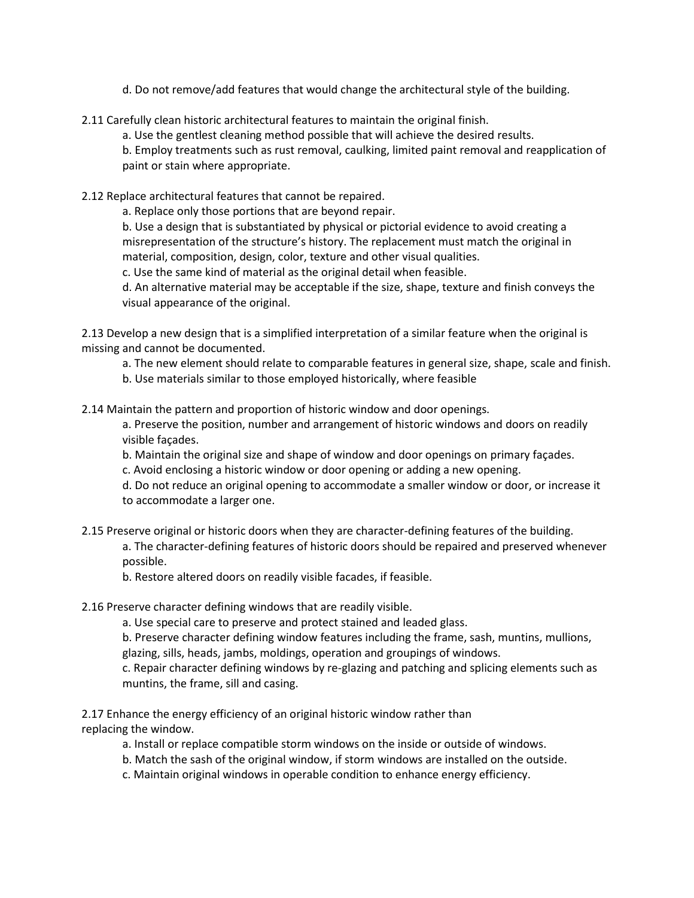d. Do not remove/add features that would change the architectural style of the building.

2.11 Carefully clean historic architectural features to maintain the original finish.

a. Use the gentlest cleaning method possible that will achieve the desired results.

b. Employ treatments such as rust removal, caulking, limited paint removal and reapplication of paint or stain where appropriate.

2.12 Replace architectural features that cannot be repaired.

a. Replace only those portions that are beyond repair.

b. Use a design that is substantiated by physical or pictorial evidence to avoid creating a misrepresentation of the structure's history. The replacement must match the original in material, composition, design, color, texture and other visual qualities.

c. Use the same kind of material as the original detail when feasible.

d. An alternative material may be acceptable if the size, shape, texture and finish conveys the visual appearance of the original.

2.13 Develop a new design that is a simplified interpretation of a similar feature when the original is missing and cannot be documented.

a. The new element should relate to comparable features in general size, shape, scale and finish.

b. Use materials similar to those employed historically, where feasible

2.14 Maintain the pattern and proportion of historic window and door openings.

a. Preserve the position, number and arrangement of historic windows and doors on readily visible façades.

b. Maintain the original size and shape of window and door openings on primary façades.

c. Avoid enclosing a historic window or door opening or adding a new opening.

d. Do not reduce an original opening to accommodate a smaller window or door, or increase it to accommodate a larger one.

2.15 Preserve original or historic doors when they are character-defining features of the building.

a. The character-defining features of historic doors should be repaired and preserved whenever possible.

b. Restore altered doors on readily visible facades, if feasible.

2.16 Preserve character defining windows that are readily visible.

a. Use special care to preserve and protect stained and leaded glass.

b. Preserve character defining window features including the frame, sash, muntins, mullions, glazing, sills, heads, jambs, moldings, operation and groupings of windows.

c. Repair character defining windows by re-glazing and patching and splicing elements such as muntins, the frame, sill and casing.

2.17 Enhance the energy efficiency of an original historic window rather than replacing the window.

a. Install or replace compatible storm windows on the inside or outside of windows.

b. Match the sash of the original window, if storm windows are installed on the outside.

c. Maintain original windows in operable condition to enhance energy efficiency.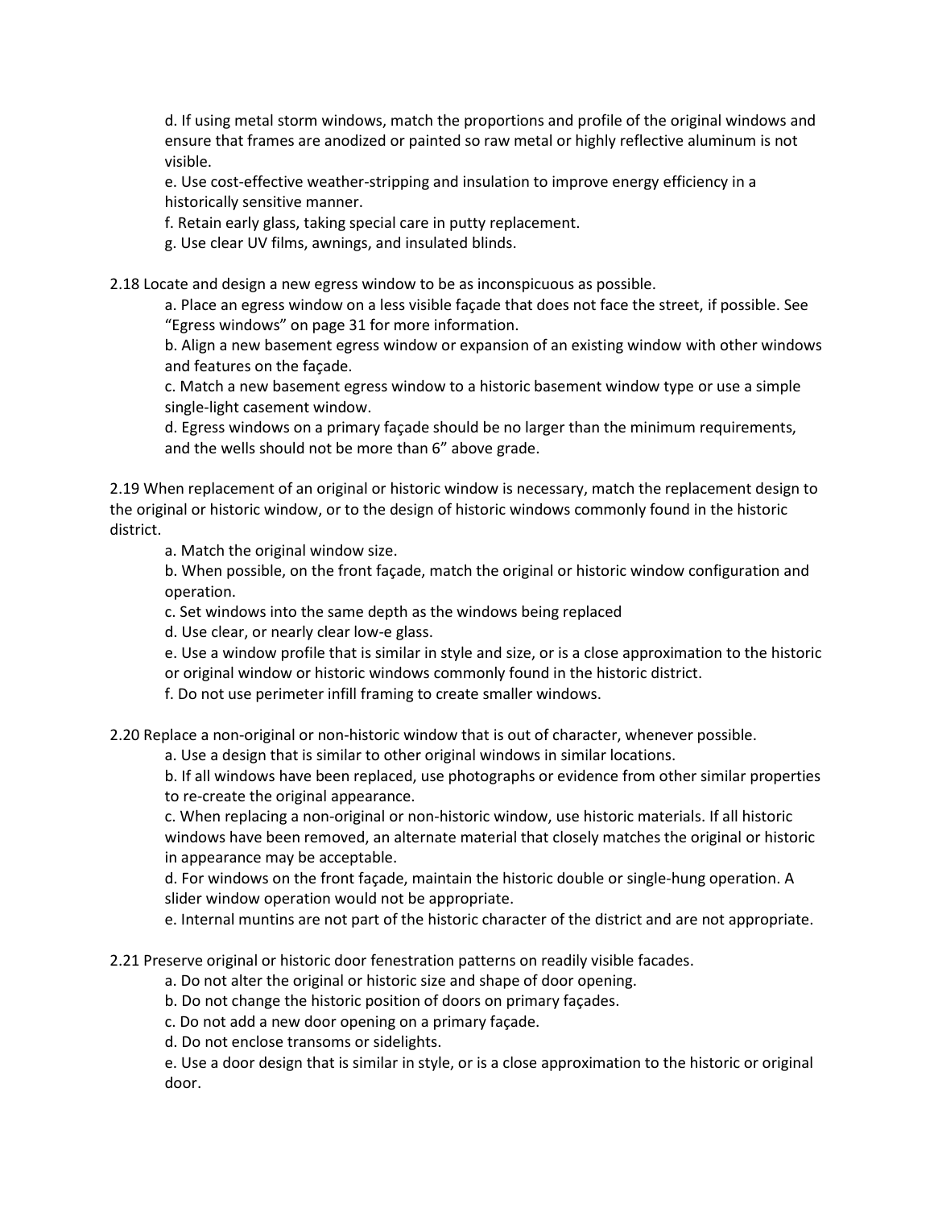d. If using metal storm windows, match the proportions and profile of the original windows and ensure that frames are anodized or painted so raw metal or highly reflective aluminum is not visible.

e. Use cost-effective weather-stripping and insulation to improve energy efficiency in a historically sensitive manner.

f. Retain early glass, taking special care in putty replacement.

g. Use clear UV films, awnings, and insulated blinds.

2.18 Locate and design a new egress window to be as inconspicuous as possible.

a. Place an egress window on a less visible façade that does not face the street, if possible. See "Egress windows" on page 31 for more information.

b. Align a new basement egress window or expansion of an existing window with other windows and features on the façade.

c. Match a new basement egress window to a historic basement window type or use a simple single-light casement window.

d. Egress windows on a primary façade should be no larger than the minimum requirements, and the wells should not be more than 6" above grade.

2.19 When replacement of an original or historic window is necessary, match the replacement design to the original or historic window, or to the design of historic windows commonly found in the historic district.

a. Match the original window size.

b. When possible, on the front façade, match the original or historic window configuration and operation.

c. Set windows into the same depth as the windows being replaced

d. Use clear, or nearly clear low-e glass.

e. Use a window profile that is similar in style and size, or is a close approximation to the historic or original window or historic windows commonly found in the historic district.

f. Do not use perimeter infill framing to create smaller windows.

2.20 Replace a non-original or non-historic window that is out of character, whenever possible.

a. Use a design that is similar to other original windows in similar locations.

b. If all windows have been replaced, use photographs or evidence from other similar properties to re-create the original appearance.

c. When replacing a non-original or non-historic window, use historic materials. If all historic windows have been removed, an alternate material that closely matches the original or historic in appearance may be acceptable.

d. For windows on the front façade, maintain the historic double or single-hung operation. A slider window operation would not be appropriate.

e. Internal muntins are not part of the historic character of the district and are not appropriate.

2.21 Preserve original or historic door fenestration patterns on readily visible facades.

a. Do not alter the original or historic size and shape of door opening.

b. Do not change the historic position of doors on primary façades.

c. Do not add a new door opening on a primary façade.

d. Do not enclose transoms or sidelights.

e. Use a door design that is similar in style, or is a close approximation to the historic or original door.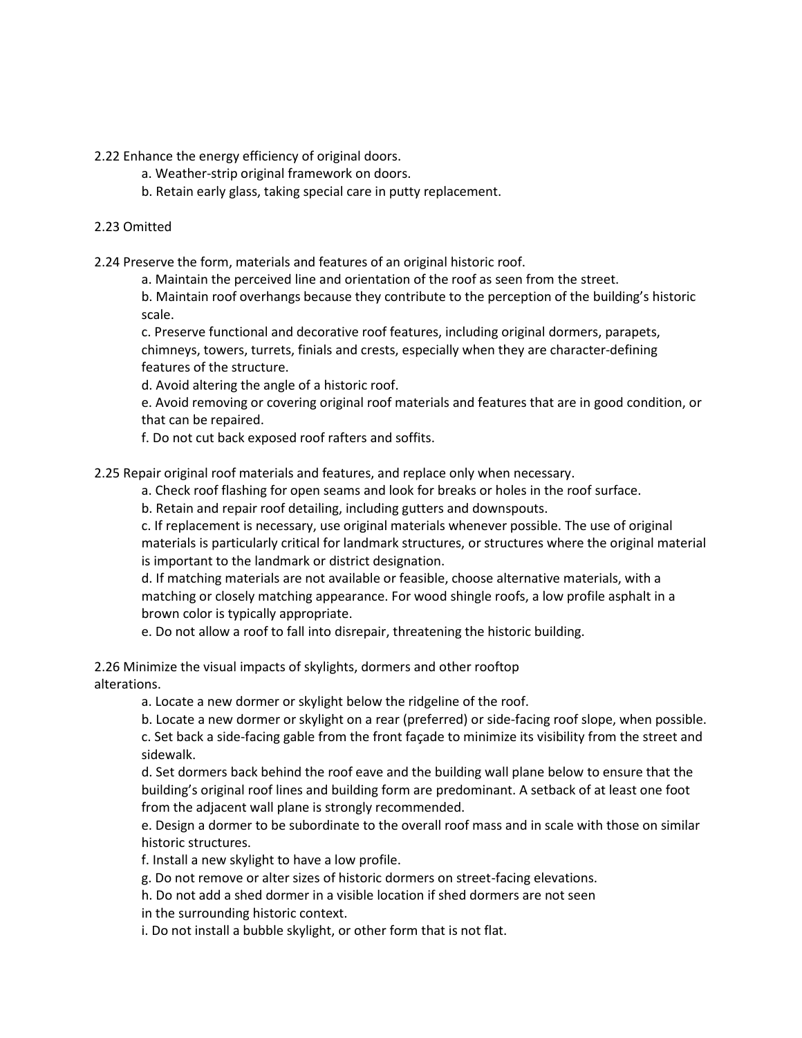2.22 Enhance the energy efficiency of original doors.

a. Weather-strip original framework on doors.
b. Retain early glass, taking special care in putty replacement.

2.23 Omitted

2.24 Preserve the form, materials and features of an original historic roof.

a. Maintain the perceived line and orientation of the roof as seen from the street.
b. Maintain roof overhangs because they contribute to the perception of the building's historic scale.
c. Preserve functional and decorative roof features, including original dormers, parapets, chimneys, towers, turrets, finials and crests, especially when they are character-defining features of the structure.
d. Avoid altering the angle of a historic roof.
e. Avoid removing or covering original roof materials and features that are in good condition, or that can be repaired.
f. Do not cut back exposed roof rafters and soffits.

2.25 Repair original roof materials and features, and replace only when necessary.

a. Check roof flashing for open seams and look for breaks or holes in the roof surface.
b. Retain and repair roof detailing, including gutters and downspouts.
c. If replacement is necessary, use original materials whenever possible. The use of original materials is particularly critical for landmark structures, or structures where the original material is important to the landmark or district designation.
d. If matching materials are not available or feasible, choose alternative materials, with a matching or closely matching appearance. For wood shingle roofs, a low profile asphalt in a brown color is typically appropriate.
e. Do not allow a roof to fall into disrepair, threatening the historic building.

2.26 Minimize the visual impacts of skylights, dormers and other rooftop alterations.

a. Locate a new dormer or skylight below the ridgeline of the roof.
b. Locate a new dormer or skylight on a rear (preferred) or side-facing roof slope, when possible.
c. Set back a side-facing gable from the front façade to minimize its visibility from the street and sidewalk.
d. Set dormers back behind the roof eave and the building wall plane below to ensure that the building's original roof lines and building form are predominant. A setback of at least one foot from the adjacent wall plane is strongly recommended.
e. Design a dormer to be subordinate to the overall roof mass and in scale with those on similar historic structures.
f. Install a new skylight to have a low profile.
g. Do not remove or alter sizes of historic dormers on street-facing elevations.
h. Do not add a shed dormer in a visible location if shed dormers are not seen in the surrounding historic context.
i. Do not install a bubble skylight, or other form that is not flat.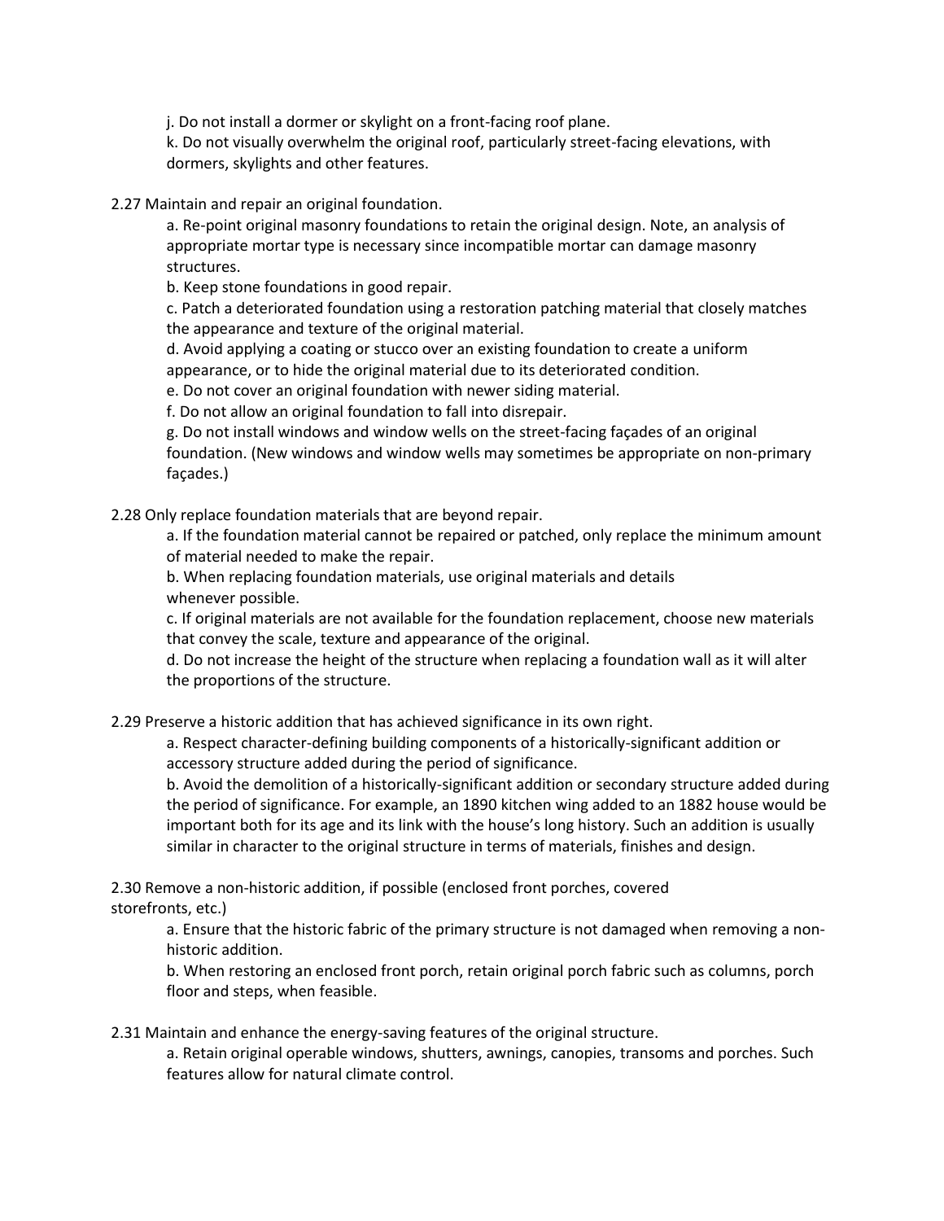j. Do not install a dormer or skylight on a front-facing roof plane.

k. Do not visually overwhelm the original roof, particularly street-facing elevations, with dormers, skylights and other features.

2.27 Maintain and repair an original foundation.

a. Re-point original masonry foundations to retain the original design. Note, an analysis of appropriate mortar type is necessary since incompatible mortar can damage masonry structures.

b. Keep stone foundations in good repair.

c. Patch a deteriorated foundation using a restoration patching material that closely matches the appearance and texture of the original material.

d. Avoid applying a coating or stucco over an existing foundation to create a uniform appearance, or to hide the original material due to its deteriorated condition.

e. Do not cover an original foundation with newer siding material.

f. Do not allow an original foundation to fall into disrepair.

g. Do not install windows and window wells on the street-facing façades of an original foundation. (New windows and window wells may sometimes be appropriate on non-primary façades.)

2.28 Only replace foundation materials that are beyond repair.

a. If the foundation material cannot be repaired or patched, only replace the minimum amount of material needed to make the repair.

b. When replacing foundation materials, use original materials and details whenever possible.

c. If original materials are not available for the foundation replacement, choose new materials that convey the scale, texture and appearance of the original.

d. Do not increase the height of the structure when replacing a foundation wall as it will alter the proportions of the structure.

2.29 Preserve a historic addition that has achieved significance in its own right.

a. Respect character-defining building components of a historically-significant addition or accessory structure added during the period of significance.

b. Avoid the demolition of a historically-significant addition or secondary structure added during the period of significance. For example, an 1890 kitchen wing added to an 1882 house would be important both for its age and its link with the house's long history. Such an addition is usually similar in character to the original structure in terms of materials, finishes and design.

2.30 Remove a non-historic addition, if possible (enclosed front porches, covered storefronts, etc.)

a. Ensure that the historic fabric of the primary structure is not damaged when removing a non-historic addition.

b. When restoring an enclosed front porch, retain original porch fabric such as columns, porch floor and steps, when feasible.

2.31 Maintain and enhance the energy-saving features of the original structure.

a. Retain original operable windows, shutters, awnings, canopies, transoms and porches. Such features allow for natural climate control.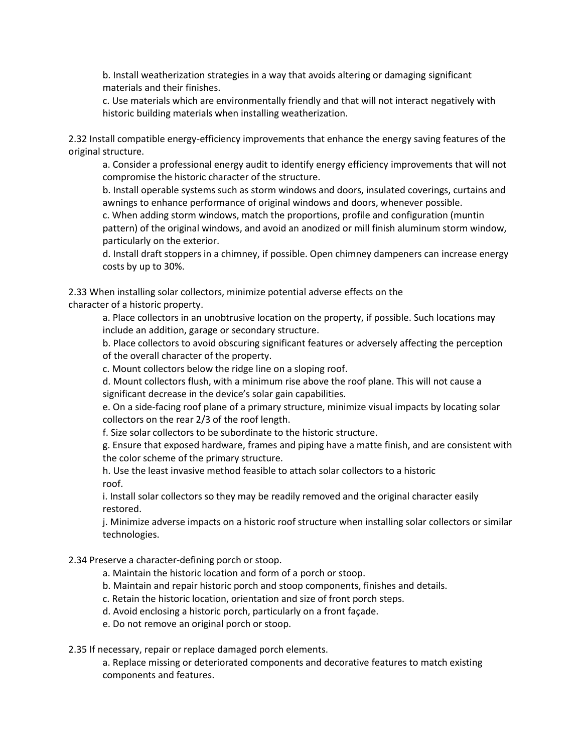b. Install weatherization strategies in a way that avoids altering or damaging significant materials and their finishes.

c. Use materials which are environmentally friendly and that will not interact negatively with historic building materials when installing weatherization.

2.32 Install compatible energy-efficiency improvements that enhance the energy saving features of the original structure.

a. Consider a professional energy audit to identify energy efficiency improvements that will not compromise the historic character of the structure.

b. Install operable systems such as storm windows and doors, insulated coverings, curtains and awnings to enhance performance of original windows and doors, whenever possible.

c. When adding storm windows, match the proportions, profile and configuration (muntin pattern) of the original windows, and avoid an anodized or mill finish aluminum storm window, particularly on the exterior.

d. Install draft stoppers in a chimney, if possible. Open chimney dampeners can increase energy costs by up to 30%.

2.33 When installing solar collectors, minimize potential adverse effects on the character of a historic property.

a. Place collectors in an unobtrusive location on the property, if possible. Such locations may include an addition, garage or secondary structure.

b. Place collectors to avoid obscuring significant features or adversely affecting the perception of the overall character of the property.

c. Mount collectors below the ridge line on a sloping roof.

d. Mount collectors flush, with a minimum rise above the roof plane. This will not cause a significant decrease in the device's solar gain capabilities.

e. On a side-facing roof plane of a primary structure, minimize visual impacts by locating solar collectors on the rear 2/3 of the roof length.

f. Size solar collectors to be subordinate to the historic structure.

g. Ensure that exposed hardware, frames and piping have a matte finish, and are consistent with the color scheme of the primary structure.

h. Use the least invasive method feasible to attach solar collectors to a historic roof.

i. Install solar collectors so they may be readily removed and the original character easily restored.

j. Minimize adverse impacts on a historic roof structure when installing solar collectors or similar technologies.

2.34 Preserve a character-defining porch or stoop.

a. Maintain the historic location and form of a porch or stoop.

b. Maintain and repair historic porch and stoop components, finishes and details.

c. Retain the historic location, orientation and size of front porch steps.

d. Avoid enclosing a historic porch, particularly on a front façade.

e. Do not remove an original porch or stoop.

2.35 If necessary, repair or replace damaged porch elements.

a. Replace missing or deteriorated components and decorative features to match existing components and features.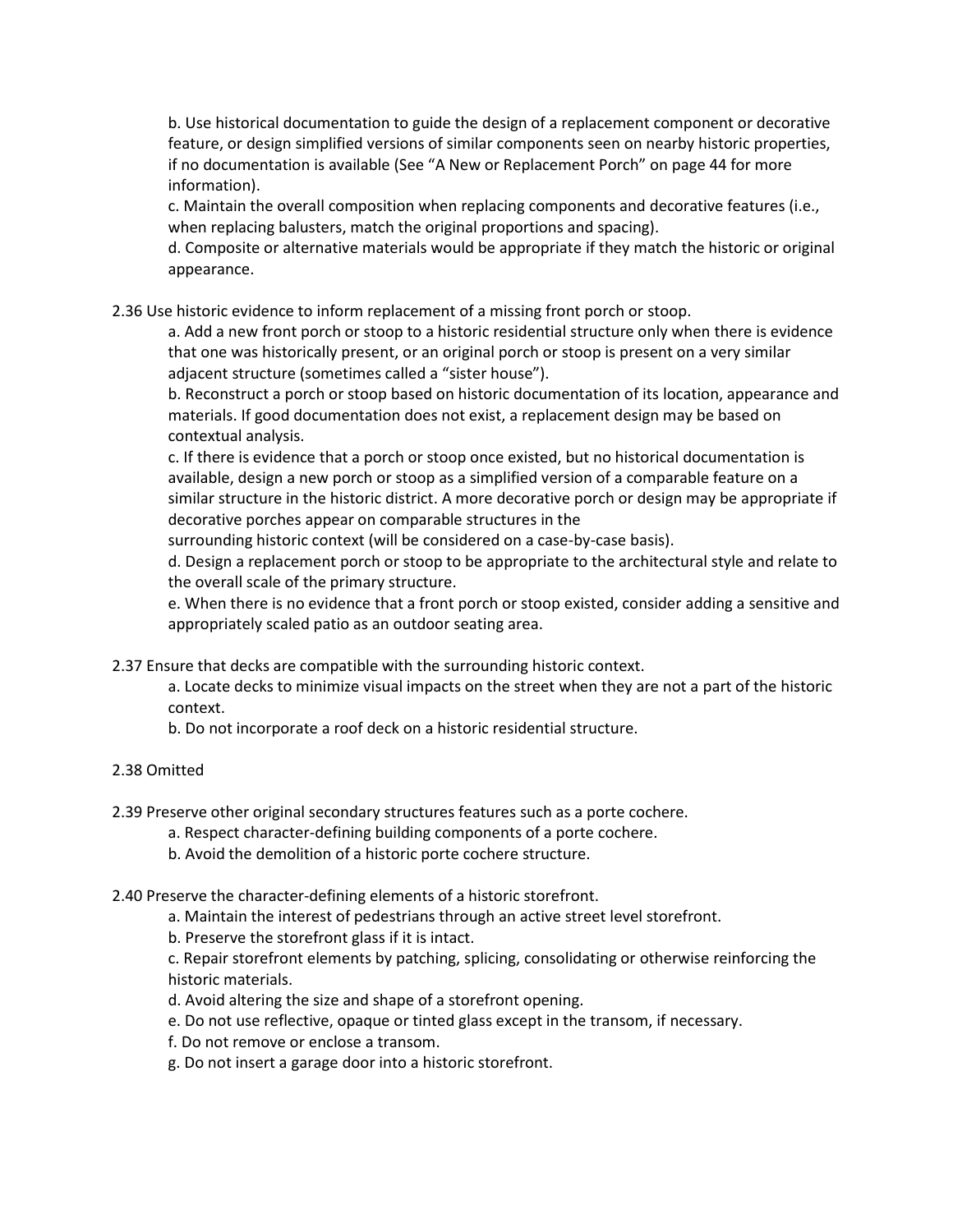b. Use historical documentation to guide the design of a replacement component or decorative feature, or design simplified versions of similar components seen on nearby historic properties, if no documentation is available (See "A New or Replacement Porch" on page 44 for more information).

c. Maintain the overall composition when replacing components and decorative features (i.e., when replacing balusters, match the original proportions and spacing).

d. Composite or alternative materials would be appropriate if they match the historic or original appearance.

2.36 Use historic evidence to inform replacement of a missing front porch or stoop.

a. Add a new front porch or stoop to a historic residential structure only when there is evidence that one was historically present, or an original porch or stoop is present on a very similar adjacent structure (sometimes called a "sister house").

b. Reconstruct a porch or stoop based on historic documentation of its location, appearance and materials. If good documentation does not exist, a replacement design may be based on contextual analysis.

c. If there is evidence that a porch or stoop once existed, but no historical documentation is available, design a new porch or stoop as a simplified version of a comparable feature on a similar structure in the historic district. A more decorative porch or design may be appropriate if decorative porches appear on comparable structures in the surrounding historic context (will be considered on a case-by-case basis).

d. Design a replacement porch or stoop to be appropriate to the architectural style and relate to the overall scale of the primary structure.

e. When there is no evidence that a front porch or stoop existed, consider adding a sensitive and appropriately scaled patio as an outdoor seating area.

2.37 Ensure that decks are compatible with the surrounding historic context.

a. Locate decks to minimize visual impacts on the street when they are not a part of the historic context.

b. Do not incorporate a roof deck on a historic residential structure.

2.38 Omitted

2.39 Preserve other original secondary structures features such as a porte cochere.

a. Respect character-defining building components of a porte cochere.

b. Avoid the demolition of a historic porte cochere structure.

2.40 Preserve the character-defining elements of a historic storefront.

a. Maintain the interest of pedestrians through an active street level storefront.

b. Preserve the storefront glass if it is intact.

c. Repair storefront elements by patching, splicing, consolidating or otherwise reinforcing the historic materials.

d. Avoid altering the size and shape of a storefront opening.

e. Do not use reflective, opaque or tinted glass except in the transom, if necessary.

f. Do not remove or enclose a transom.

g. Do not insert a garage door into a historic storefront.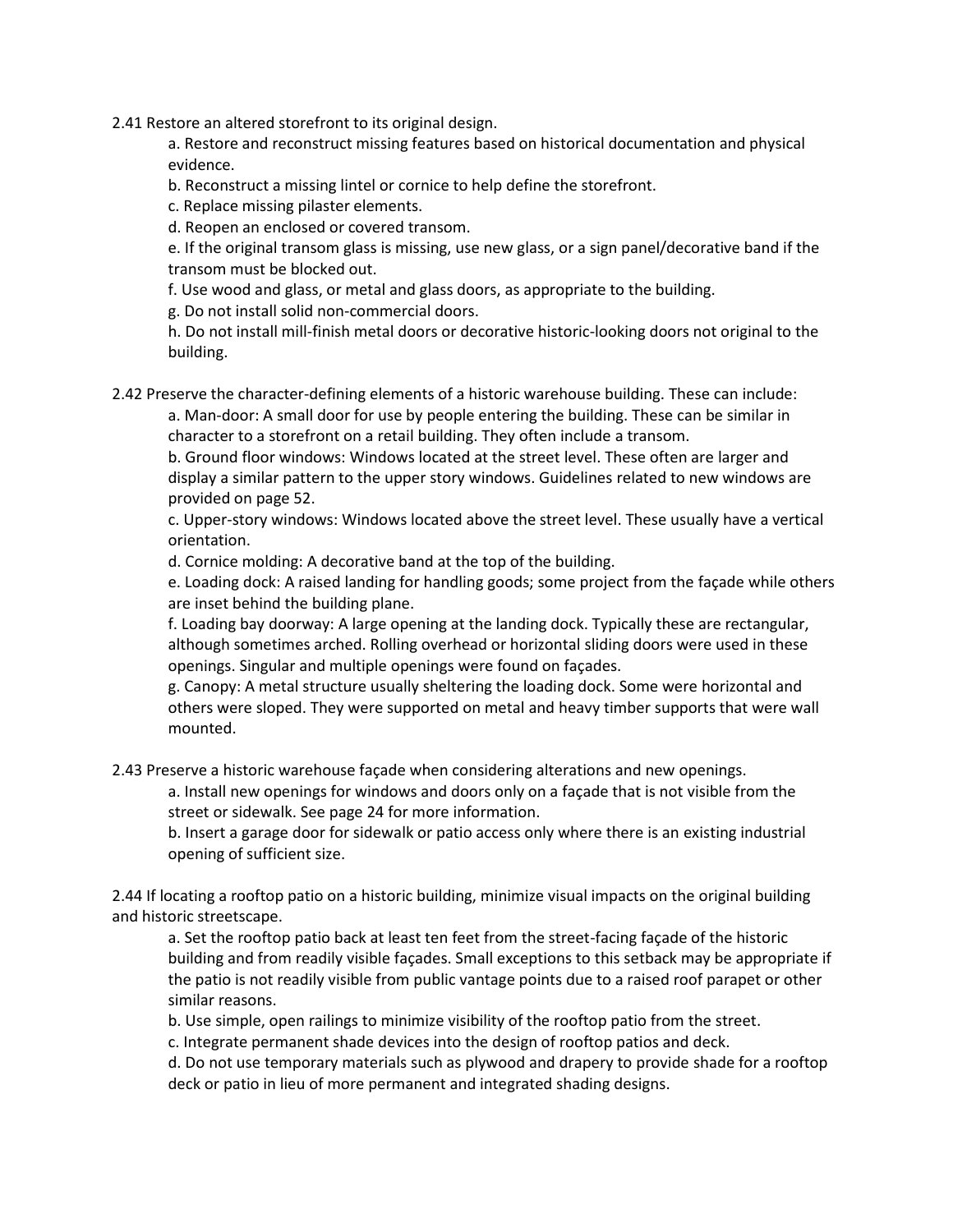2.41 Restore an altered storefront to its original design.

a. Restore and reconstruct missing features based on historical documentation and physical evidence.

b. Reconstruct a missing lintel or cornice to help define the storefront.

c. Replace missing pilaster elements.

d. Reopen an enclosed or covered transom.

e. If the original transom glass is missing, use new glass, or a sign panel/decorative band if the transom must be blocked out.

f. Use wood and glass, or metal and glass doors, as appropriate to the building.

g. Do not install solid non-commercial doors.

h. Do not install mill-finish metal doors or decorative historic-looking doors not original to the building.

2.42 Preserve the character-defining elements of a historic warehouse building. These can include:

a. Man-door: A small door for use by people entering the building. These can be similar in character to a storefront on a retail building. They often include a transom.

b. Ground floor windows: Windows located at the street level. These often are larger and display a similar pattern to the upper story windows. Guidelines related to new windows are provided on page 52.

c. Upper-story windows: Windows located above the street level. These usually have a vertical orientation.

d. Cornice molding: A decorative band at the top of the building.

e. Loading dock: A raised landing for handling goods; some project from the façade while others are inset behind the building plane.

f. Loading bay doorway: A large opening at the landing dock. Typically these are rectangular, although sometimes arched. Rolling overhead or horizontal sliding doors were used in these openings. Singular and multiple openings were found on façades.

g. Canopy: A metal structure usually sheltering the loading dock. Some were horizontal and others were sloped. They were supported on metal and heavy timber supports that were wall mounted.

2.43 Preserve a historic warehouse façade when considering alterations and new openings.

a. Install new openings for windows and doors only on a façade that is not visible from the street or sidewalk. See page 24 for more information.

b. Insert a garage door for sidewalk or patio access only where there is an existing industrial opening of sufficient size.

2.44 If locating a rooftop patio on a historic building, minimize visual impacts on the original building and historic streetscape.

a. Set the rooftop patio back at least ten feet from the street-facing façade of the historic building and from readily visible façades. Small exceptions to this setback may be appropriate if the patio is not readily visible from public vantage points due to a raised roof parapet or other similar reasons.

b. Use simple, open railings to minimize visibility of the rooftop patio from the street.

c. Integrate permanent shade devices into the design of rooftop patios and deck.

d. Do not use temporary materials such as plywood and drapery to provide shade for a rooftop deck or patio in lieu of more permanent and integrated shading designs.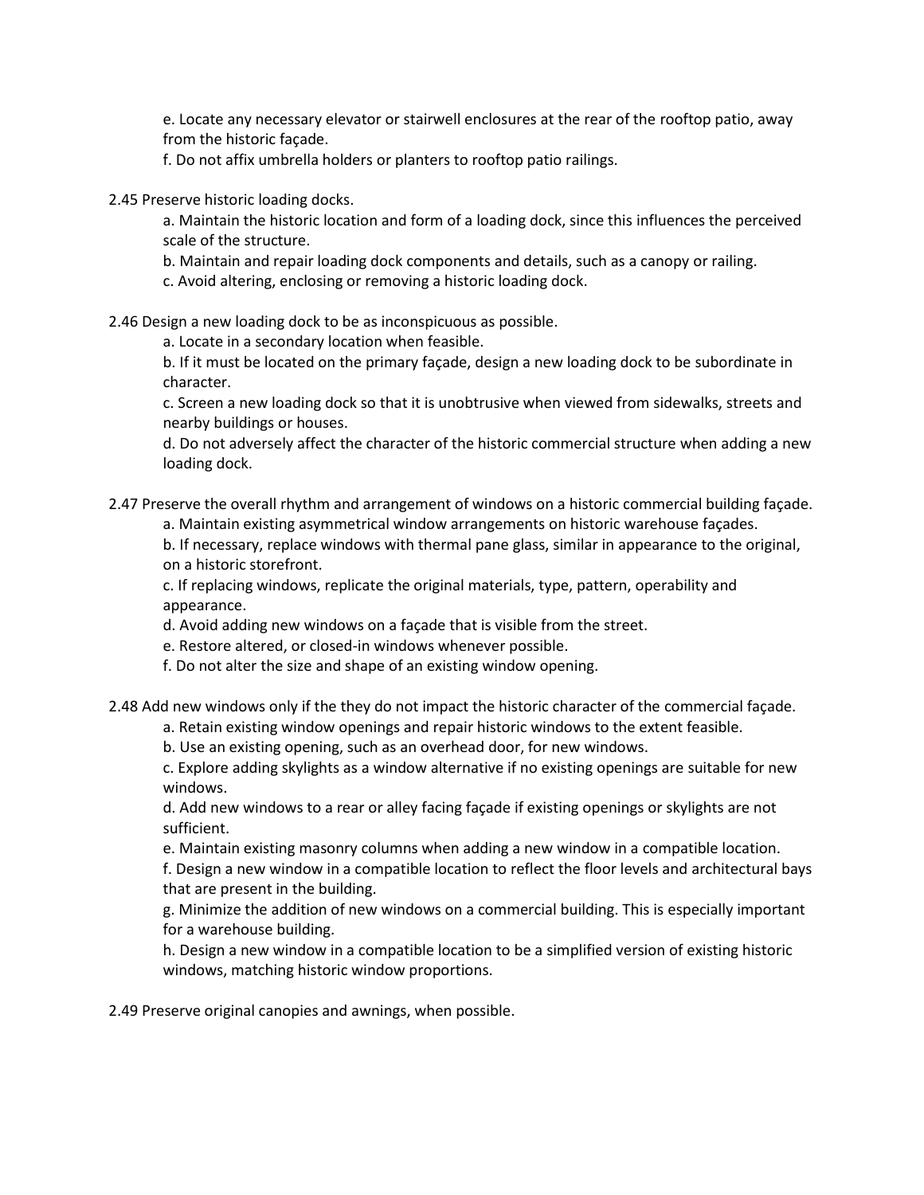e. Locate any necessary elevator or stairwell enclosures at the rear of the rooftop patio, away from the historic façade.

f. Do not affix umbrella holders or planters to rooftop patio railings.

2.45 Preserve historic loading docks.

a. Maintain the historic location and form of a loading dock, since this influences the perceived scale of the structure.

b. Maintain and repair loading dock components and details, such as a canopy or railing.

c. Avoid altering, enclosing or removing a historic loading dock.

2.46 Design a new loading dock to be as inconspicuous as possible.

a. Locate in a secondary location when feasible.

b. If it must be located on the primary façade, design a new loading dock to be subordinate in character.

c. Screen a new loading dock so that it is unobtrusive when viewed from sidewalks, streets and nearby buildings or houses.

d. Do not adversely affect the character of the historic commercial structure when adding a new loading dock.

2.47 Preserve the overall rhythm and arrangement of windows on a historic commercial building façade.

a. Maintain existing asymmetrical window arrangements on historic warehouse façades.

b. If necessary, replace windows with thermal pane glass, similar in appearance to the original, on a historic storefront.

c. If replacing windows, replicate the original materials, type, pattern, operability and appearance.

d. Avoid adding new windows on a façade that is visible from the street.

e. Restore altered, or closed-in windows whenever possible.

f. Do not alter the size and shape of an existing window opening.

2.48 Add new windows only if the they do not impact the historic character of the commercial façade.

a. Retain existing window openings and repair historic windows to the extent feasible.

b. Use an existing opening, such as an overhead door, for new windows.

c. Explore adding skylights as a window alternative if no existing openings are suitable for new windows.

d. Add new windows to a rear or alley facing façade if existing openings or skylights are not sufficient.

e. Maintain existing masonry columns when adding a new window in a compatible location.

f. Design a new window in a compatible location to reflect the floor levels and architectural bays that are present in the building.

g. Minimize the addition of new windows on a commercial building. This is especially important for a warehouse building.

h. Design a new window in a compatible location to be a simplified version of existing historic windows, matching historic window proportions.

2.49 Preserve original canopies and awnings, when possible.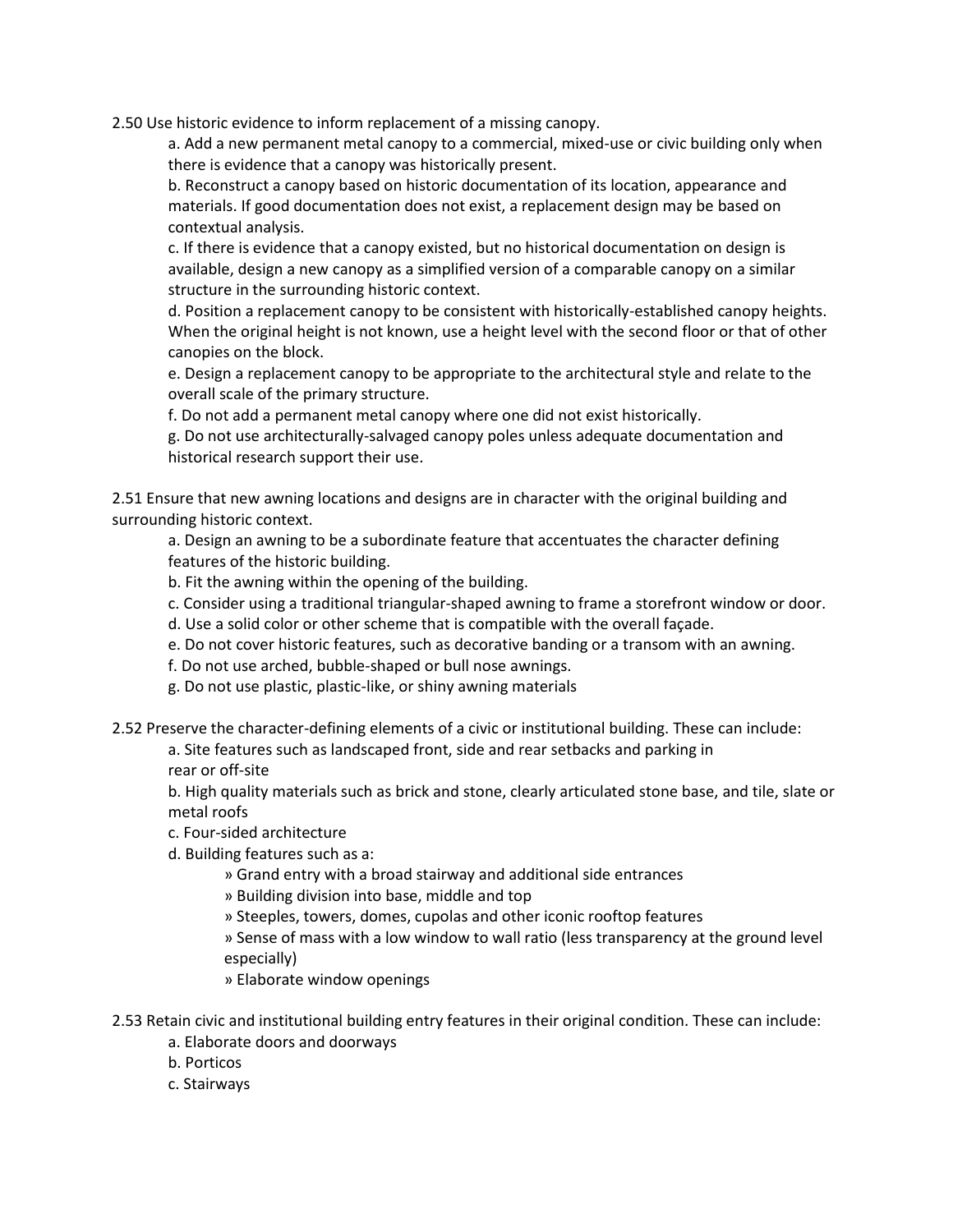2.50 Use historic evidence to inform replacement of a missing canopy.

a. Add a new permanent metal canopy to a commercial, mixed-use or civic building only when there is evidence that a canopy was historically present.

b. Reconstruct a canopy based on historic documentation of its location, appearance and materials. If good documentation does not exist, a replacement design may be based on contextual analysis.

c. If there is evidence that a canopy existed, but no historical documentation on design is available, design a new canopy as a simplified version of a comparable canopy on a similar structure in the surrounding historic context.

d. Position a replacement canopy to be consistent with historically-established canopy heights. When the original height is not known, use a height level with the second floor or that of other canopies on the block.

e. Design a replacement canopy to be appropriate to the architectural style and relate to the overall scale of the primary structure.

f. Do not add a permanent metal canopy where one did not exist historically.

g. Do not use architecturally-salvaged canopy poles unless adequate documentation and historical research support their use.

2.51 Ensure that new awning locations and designs are in character with the original building and surrounding historic context.

a. Design an awning to be a subordinate feature that accentuates the character defining features of the historic building.

b. Fit the awning within the opening of the building.

c. Consider using a traditional triangular-shaped awning to frame a storefront window or door.

d. Use a solid color or other scheme that is compatible with the overall façade.

e. Do not cover historic features, such as decorative banding or a transom with an awning.

f. Do not use arched, bubble-shaped or bull nose awnings.

g. Do not use plastic, plastic-like, or shiny awning materials

2.52 Preserve the character-defining elements of a civic or institutional building. These can include:

a. Site features such as landscaped front, side and rear setbacks and parking in rear or off-site

b. High quality materials such as brick and stone, clearly articulated stone base, and tile, slate or metal roofs

c. Four-sided architecture

d. Building features such as a:

- » Grand entry with a broad stairway and additional side entrances
- » Building division into base, middle and top
- » Steeples, towers, domes, cupolas and other iconic rooftop features
- » Sense of mass with a low window to wall ratio (less transparency at the ground level especially)
- » Elaborate window openings

2.53 Retain civic and institutional building entry features in their original condition. These can include:

a. Elaborate doors and doorways

b. Porticos

c. Stairways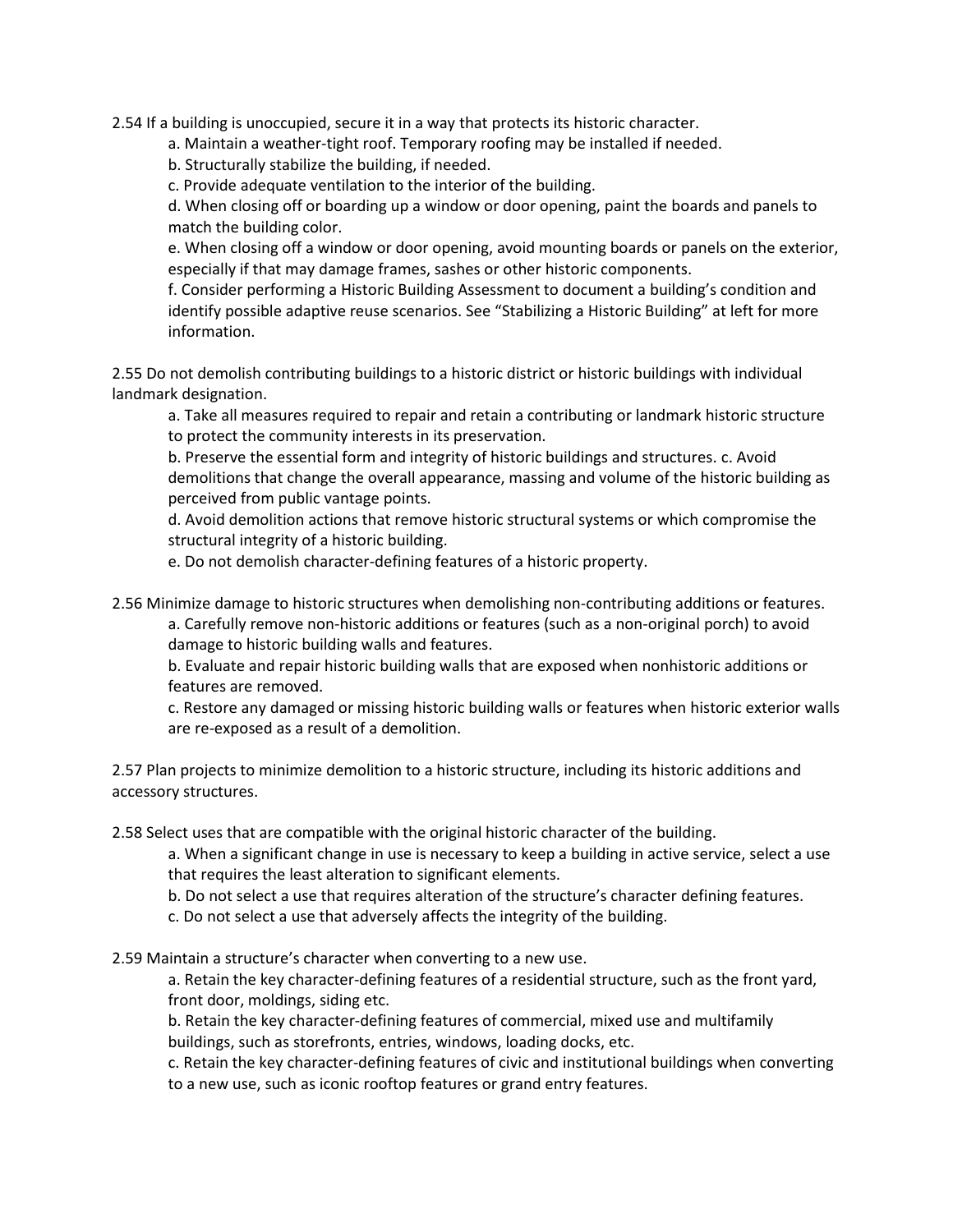2.54 If a building is unoccupied, secure it in a way that protects its historic character.

a. Maintain a weather-tight roof. Temporary roofing may be installed if needed.

b. Structurally stabilize the building, if needed.

c. Provide adequate ventilation to the interior of the building.

d. When closing off or boarding up a window or door opening, paint the boards and panels to match the building color.

e. When closing off a window or door opening, avoid mounting boards or panels on the exterior, especially if that may damage frames, sashes or other historic components.

f. Consider performing a Historic Building Assessment to document a building's condition and identify possible adaptive reuse scenarios. See "Stabilizing a Historic Building" at left for more information.

2.55 Do not demolish contributing buildings to a historic district or historic buildings with individual landmark designation.

a. Take all measures required to repair and retain a contributing or landmark historic structure to protect the community interests in its preservation.

b. Preserve the essential form and integrity of historic buildings and structures. c. Avoid demolitions that change the overall appearance, massing and volume of the historic building as perceived from public vantage points.

d. Avoid demolition actions that remove historic structural systems or which compromise the structural integrity of a historic building.

e. Do not demolish character-defining features of a historic property.

2.56 Minimize damage to historic structures when demolishing non-contributing additions or features.

a. Carefully remove non-historic additions or features (such as a non-original porch) to avoid damage to historic building walls and features.

b. Evaluate and repair historic building walls that are exposed when nonhistoric additions or features are removed.

c. Restore any damaged or missing historic building walls or features when historic exterior walls are re-exposed as a result of a demolition.

2.57 Plan projects to minimize demolition to a historic structure, including its historic additions and accessory structures.

2.58 Select uses that are compatible with the original historic character of the building.

a. When a significant change in use is necessary to keep a building in active service, select a use that requires the least alteration to significant elements.

b. Do not select a use that requires alteration of the structure's character defining features.

c. Do not select a use that adversely affects the integrity of the building.

2.59 Maintain a structure's character when converting to a new use.

a. Retain the key character-defining features of a residential structure, such as the front yard, front door, moldings, siding etc.

b. Retain the key character-defining features of commercial, mixed use and multifamily buildings, such as storefronts, entries, windows, loading docks, etc.

c. Retain the key character-defining features of civic and institutional buildings when converting to a new use, such as iconic rooftop features or grand entry features.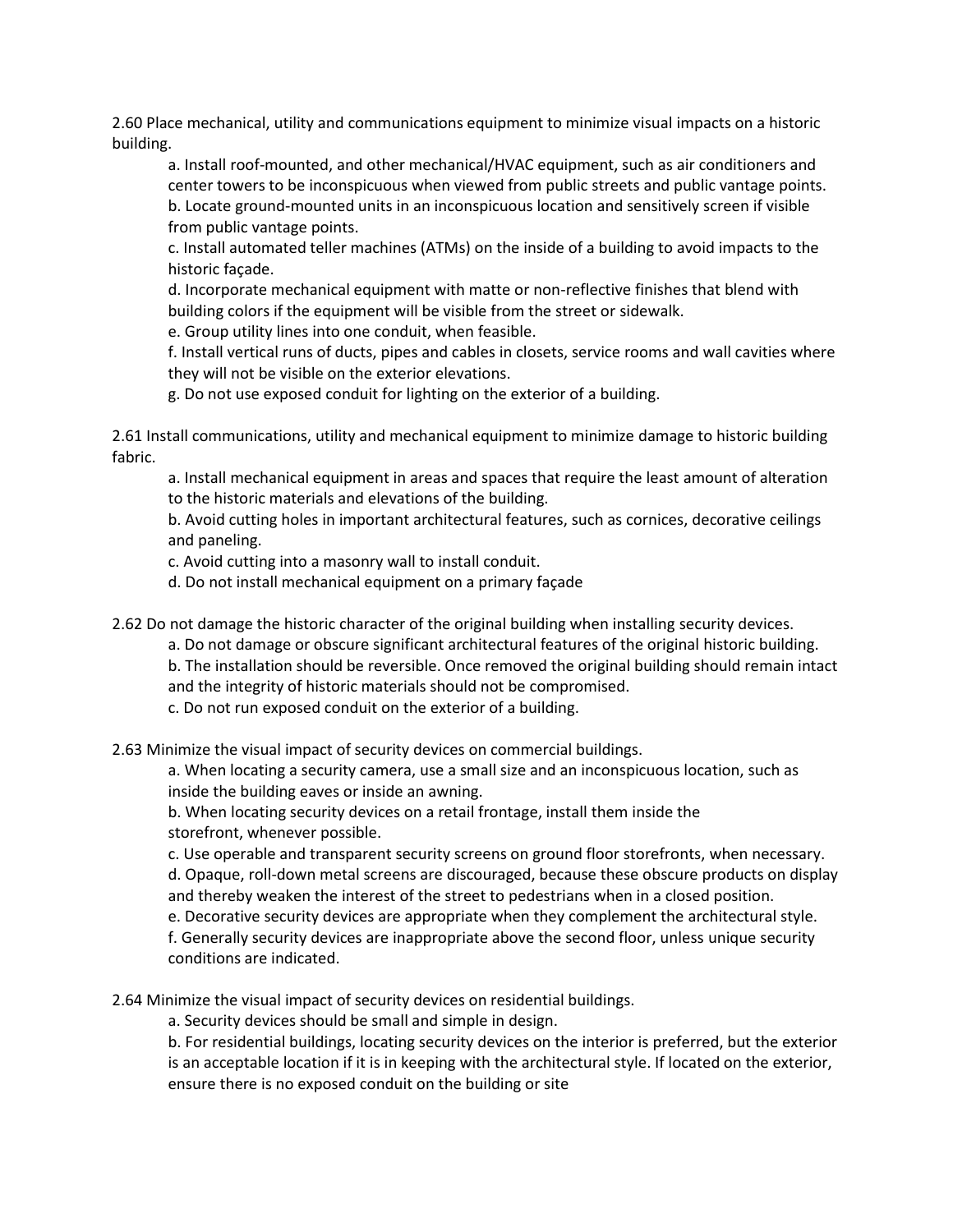2.60 Place mechanical, utility and communications equipment to minimize visual impacts on a historic building.

a. Install roof-mounted, and other mechanical/HVAC equipment, such as air conditioners and center towers to be inconspicuous when viewed from public streets and public vantage points.
b. Locate ground-mounted units in an inconspicuous location and sensitively screen if visible from public vantage points.
c. Install automated teller machines (ATMs) on the inside of a building to avoid impacts to the historic façade.
d. Incorporate mechanical equipment with matte or non-reflective finishes that blend with building colors if the equipment will be visible from the street or sidewalk.
e. Group utility lines into one conduit, when feasible.
f. Install vertical runs of ducts, pipes and cables in closets, service rooms and wall cavities where they will not be visible on the exterior elevations.
g. Do not use exposed conduit for lighting on the exterior of a building.

2.61 Install communications, utility and mechanical equipment to minimize damage to historic building fabric.

a. Install mechanical equipment in areas and spaces that require the least amount of alteration to the historic materials and elevations of the building.
b. Avoid cutting holes in important architectural features, such as cornices, decorative ceilings and paneling.
c. Avoid cutting into a masonry wall to install conduit.
d. Do not install mechanical equipment on a primary façade

2.62 Do not damage the historic character of the original building when installing security devices.

a. Do not damage or obscure significant architectural features of the original historic building.
b. The installation should be reversible. Once removed the original building should remain intact and the integrity of historic materials should not be compromised.
c. Do not run exposed conduit on the exterior of a building.

2.63 Minimize the visual impact of security devices on commercial buildings.

a. When locating a security camera, use a small size and an inconspicuous location, such as inside the building eaves or inside an awning.
b. When locating security devices on a retail frontage, install them inside the storefront, whenever possible.
c. Use operable and transparent security screens on ground floor storefronts, when necessary.
d. Opaque, roll-down metal screens are discouraged, because these obscure products on display and thereby weaken the interest of the street to pedestrians when in a closed position.
e. Decorative security devices are appropriate when they complement the architectural style.
f. Generally security devices are inappropriate above the second floor, unless unique security conditions are indicated.

2.64 Minimize the visual impact of security devices on residential buildings.

a. Security devices should be small and simple in design.
b. For residential buildings, locating security devices on the interior is preferred, but the exterior is an acceptable location if it is in keeping with the architectural style. If located on the exterior, ensure there is no exposed conduit on the building or site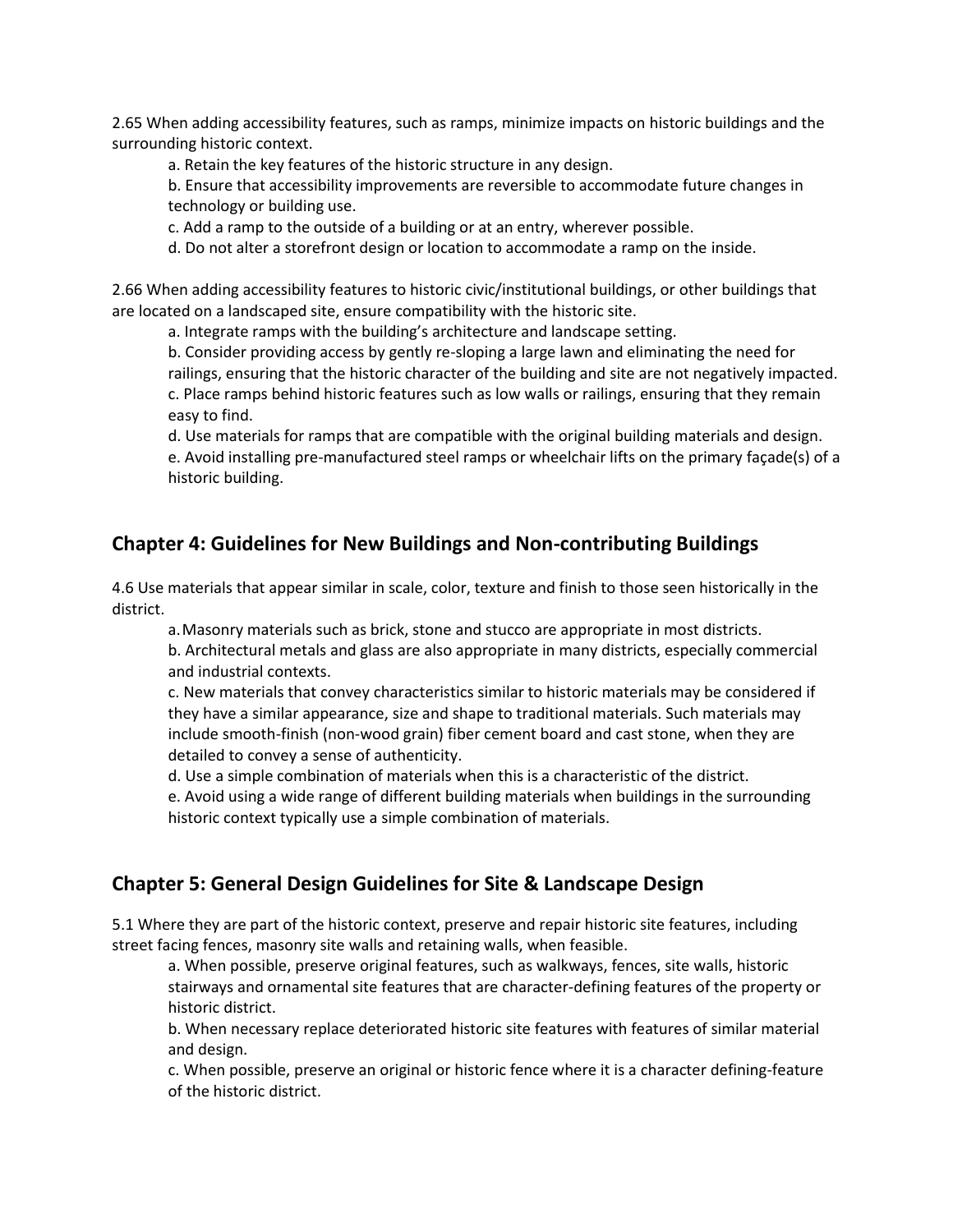2.65 When adding accessibility features, such as ramps, minimize impacts on historic buildings and the surrounding historic context.

a. Retain the key features of the historic structure in any design.
b. Ensure that accessibility improvements are reversible to accommodate future changes in technology or building use.
c. Add a ramp to the outside of a building or at an entry, wherever possible.
d. Do not alter a storefront design or location to accommodate a ramp on the inside.

2.66 When adding accessibility features to historic civic/institutional buildings, or other buildings that are located on a landscaped site, ensure compatibility with the historic site.

a. Integrate ramps with the building's architecture and landscape setting.
b. Consider providing access by gently re-sloping a large lawn and eliminating the need for railings, ensuring that the historic character of the building and site are not negatively impacted.
c. Place ramps behind historic features such as low walls or railings, ensuring that they remain easy to find.
d. Use materials for ramps that are compatible with the original building materials and design.
e. Avoid installing pre-manufactured steel ramps or wheelchair lifts on the primary façade(s) of a historic building.

## Chapter 4: Guidelines for New Buildings and Non-contributing Buildings

4.6 Use materials that appear similar in scale, color, texture and finish to those seen historically in the district.

a. Masonry materials such as brick, stone and stucco are appropriate in most districts.
b. Architectural metals and glass are also appropriate in many districts, especially commercial and industrial contexts.
c. New materials that convey characteristics similar to historic materials may be considered if they have a similar appearance, size and shape to traditional materials. Such materials may include smooth-finish (non-wood grain) fiber cement board and cast stone, when they are detailed to convey a sense of authenticity.
d. Use a simple combination of materials when this is a characteristic of the district.
e. Avoid using a wide range of different building materials when buildings in the surrounding historic context typically use a simple combination of materials.

## Chapter 5: General Design Guidelines for Site & Landscape Design

5.1 Where they are part of the historic context, preserve and repair historic site features, including street facing fences, masonry site walls and retaining walls, when feasible.

a. When possible, preserve original features, such as walkways, fences, site walls, historic stairways and ornamental site features that are character-defining features of the property or historic district.
b. When necessary replace deteriorated historic site features with features of similar material and design.
c. When possible, preserve an original or historic fence where it is a character defining-feature of the historic district.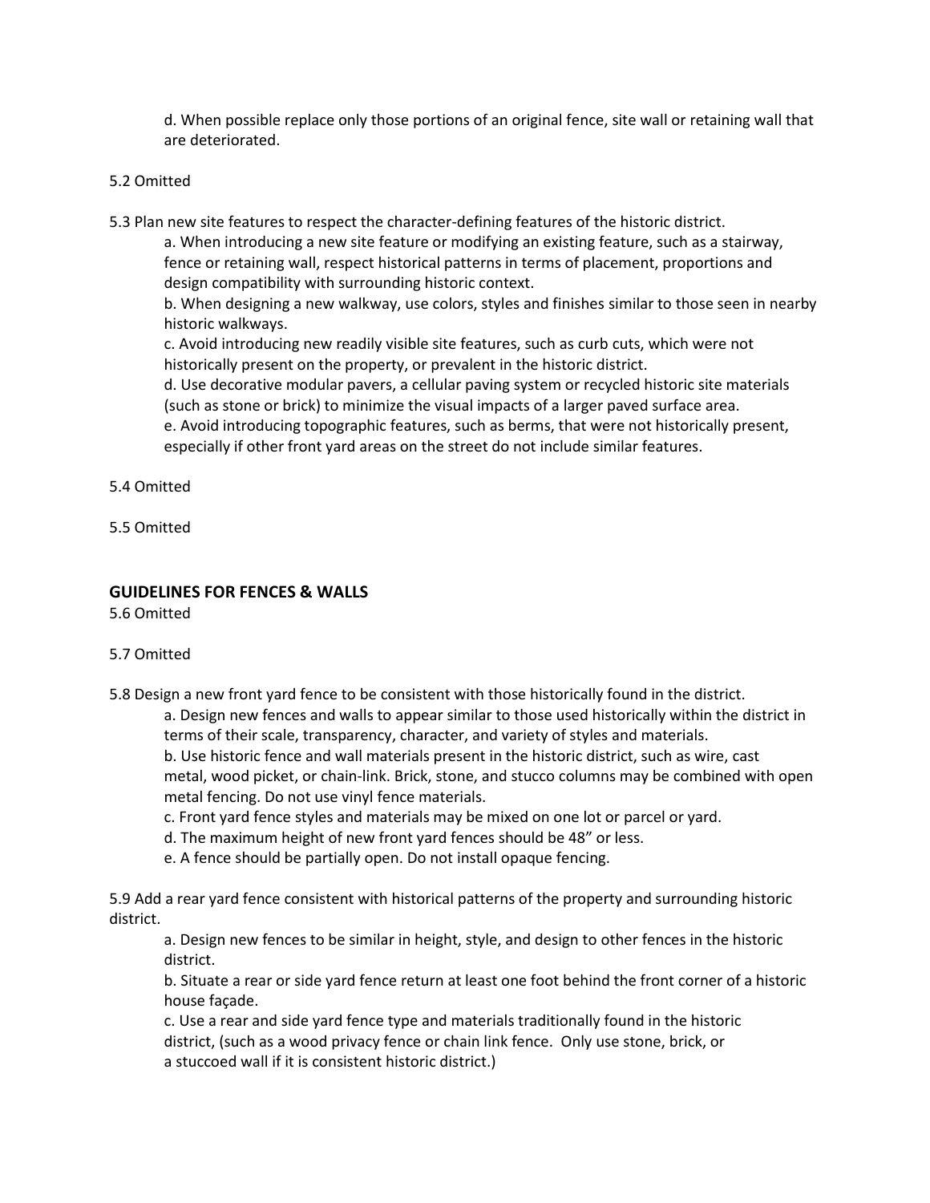d. When possible replace only those portions of an original fence, site wall or retaining wall that are deteriorated.

5.2 Omitted

5.3 Plan new site features to respect the character-defining features of the historic district.

a. When introducing a new site feature or modifying an existing feature, such as a stairway, fence or retaining wall, respect historical patterns in terms of placement, proportions and design compatibility with surrounding historic context.

b. When designing a new walkway, use colors, styles and finishes similar to those seen in nearby historic walkways.

c. Avoid introducing new readily visible site features, such as curb cuts, which were not historically present on the property, or prevalent in the historic district.

d. Use decorative modular pavers, a cellular paving system or recycled historic site materials (such as stone or brick) to minimize the visual impacts of a larger paved surface area.

e. Avoid introducing topographic features, such as berms, that were not historically present, especially if other front yard areas on the street do not include similar features.

5.4 Omitted

5.5 Omitted

## GUIDELINES FOR FENCES & WALLS

5.6 Omitted

5.7 Omitted

5.8 Design a new front yard fence to be consistent with those historically found in the district.

a. Design new fences and walls to appear similar to those used historically within the district in terms of their scale, transparency, character, and variety of styles and materials.

b. Use historic fence and wall materials present in the historic district, such as wire, cast metal, wood picket, or chain-link. Brick, stone, and stucco columns may be combined with open metal fencing. Do not use vinyl fence materials.

c. Front yard fence styles and materials may be mixed on one lot or parcel or yard.

d. The maximum height of new front yard fences should be 48" or less.

e. A fence should be partially open. Do not install opaque fencing.

5.9 Add a rear yard fence consistent with historical patterns of the property and surrounding historic district.

a. Design new fences to be similar in height, style, and design to other fences in the historic district.

b. Situate a rear or side yard fence return at least one foot behind the front corner of a historic house façade.

c. Use a rear and side yard fence type and materials traditionally found in the historic district, (such as a wood privacy fence or chain link fence. Only use stone, brick, or a stuccoed wall if it is consistent historic district.)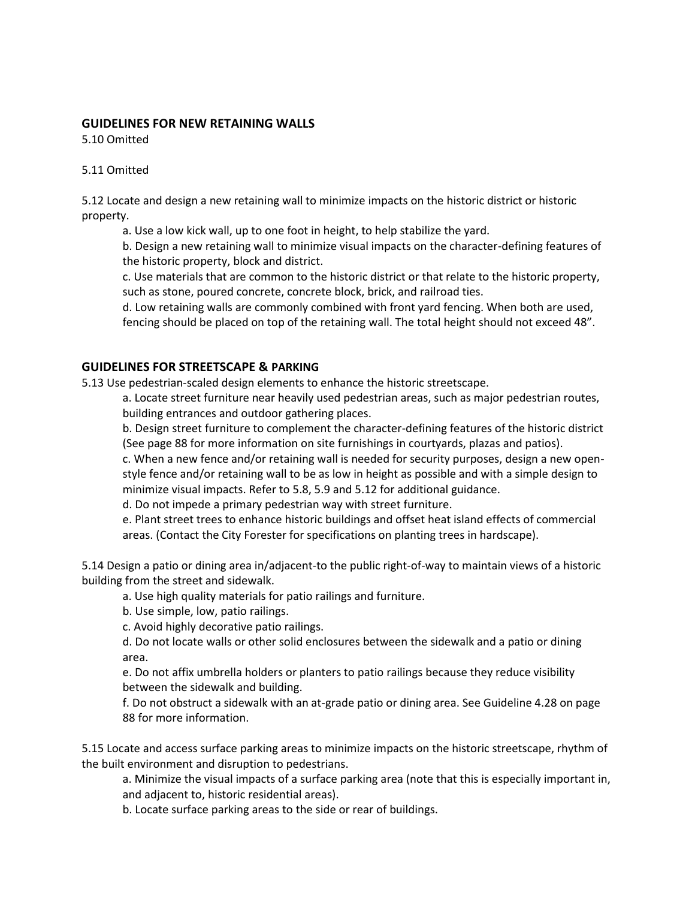## GUIDELINES FOR NEW RETAINING WALLS

5.10 Omitted

5.11 Omitted

5.12 Locate and design a new retaining wall to minimize impacts on the historic district or historic property.

a. Use a low kick wall, up to one foot in height, to help stabilize the yard.

b. Design a new retaining wall to minimize visual impacts on the character-defining features of the historic property, block and district.

c. Use materials that are common to the historic district or that relate to the historic property, such as stone, poured concrete, concrete block, brick, and railroad ties.

d. Low retaining walls are commonly combined with front yard fencing. When both are used, fencing should be placed on top of the retaining wall. The total height should not exceed 48".

## GUIDELINES FOR STREETSCAPE & PARKING

5.13 Use pedestrian-scaled design elements to enhance the historic streetscape.

a. Locate street furniture near heavily used pedestrian areas, such as major pedestrian routes, building entrances and outdoor gathering places.

b. Design street furniture to complement the character-defining features of the historic district (See page 88 for more information on site furnishings in courtyards, plazas and patios).

c. When a new fence and/or retaining wall is needed for security purposes, design a new open-style fence and/or retaining wall to be as low in height as possible and with a simple design to minimize visual impacts. Refer to 5.8, 5.9 and 5.12 for additional guidance.

d. Do not impede a primary pedestrian way with street furniture.

e. Plant street trees to enhance historic buildings and offset heat island effects of commercial areas. (Contact the City Forester for specifications on planting trees in hardscape).

5.14 Design a patio or dining area in/adjacent-to the public right-of-way to maintain views of a historic building from the street and sidewalk.

a. Use high quality materials for patio railings and furniture.

b. Use simple, low, patio railings.

c. Avoid highly decorative patio railings.

d. Do not locate walls or other solid enclosures between the sidewalk and a patio or dining area.

e. Do not affix umbrella holders or planters to patio railings because they reduce visibility between the sidewalk and building.

f. Do not obstruct a sidewalk with an at-grade patio or dining area. See Guideline 4.28 on page 88 for more information.

5.15 Locate and access surface parking areas to minimize impacts on the historic streetscape, rhythm of the built environment and disruption to pedestrians.

a. Minimize the visual impacts of a surface parking area (note that this is especially important in, and adjacent to, historic residential areas).

b. Locate surface parking areas to the side or rear of buildings.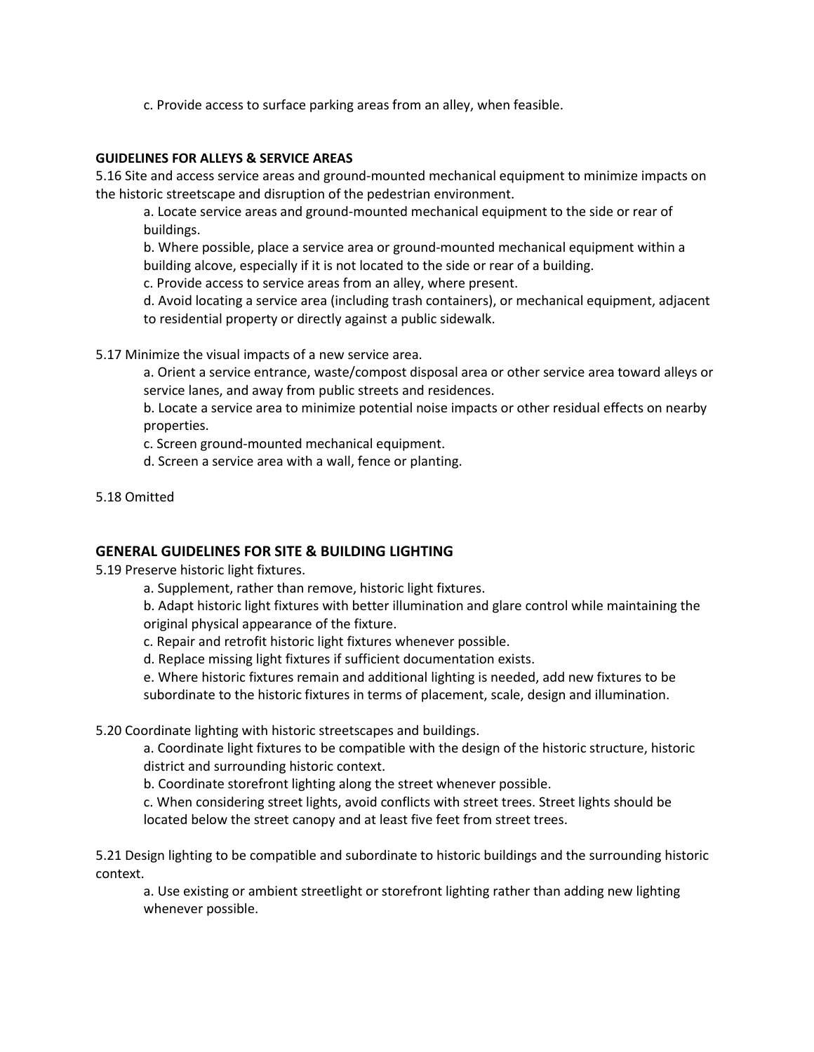c. Provide access to surface parking areas from an alley, when feasible.

**GUIDELINES FOR ALLEYS & SERVICE AREAS**

5.16 Site and access service areas and ground-mounted mechanical equipment to minimize impacts on the historic streetscape and disruption of the pedestrian environment.

a. Locate service areas and ground-mounted mechanical equipment to the side or rear of buildings.

b. Where possible, place a service area or ground-mounted mechanical equipment within a building alcove, especially if it is not located to the side or rear of a building.

c. Provide access to service areas from an alley, where present.

d. Avoid locating a service area (including trash containers), or mechanical equipment, adjacent to residential property or directly against a public sidewalk.

5.17 Minimize the visual impacts of a new service area.

a. Orient a service entrance, waste/compost disposal area or other service area toward alleys or service lanes, and away from public streets and residences.

b. Locate a service area to minimize potential noise impacts or other residual effects on nearby properties.

c. Screen ground-mounted mechanical equipment.

d. Screen a service area with a wall, fence or planting.

5.18 Omitted

## GENERAL GUIDELINES FOR SITE & BUILDING LIGHTING

5.19 Preserve historic light fixtures.

a. Supplement, rather than remove, historic light fixtures.

b. Adapt historic light fixtures with better illumination and glare control while maintaining the original physical appearance of the fixture.

c. Repair and retrofit historic light fixtures whenever possible.

d. Replace missing light fixtures if sufficient documentation exists.

e. Where historic fixtures remain and additional lighting is needed, add new fixtures to be subordinate to the historic fixtures in terms of placement, scale, design and illumination.

5.20 Coordinate lighting with historic streetscapes and buildings.

a. Coordinate light fixtures to be compatible with the design of the historic structure, historic district and surrounding historic context.

b. Coordinate storefront lighting along the street whenever possible.

c. When considering street lights, avoid conflicts with street trees. Street lights should be located below the street canopy and at least five feet from street trees.

5.21 Design lighting to be compatible and subordinate to historic buildings and the surrounding historic context.

a. Use existing or ambient streetlight or storefront lighting rather than adding new lighting whenever possible.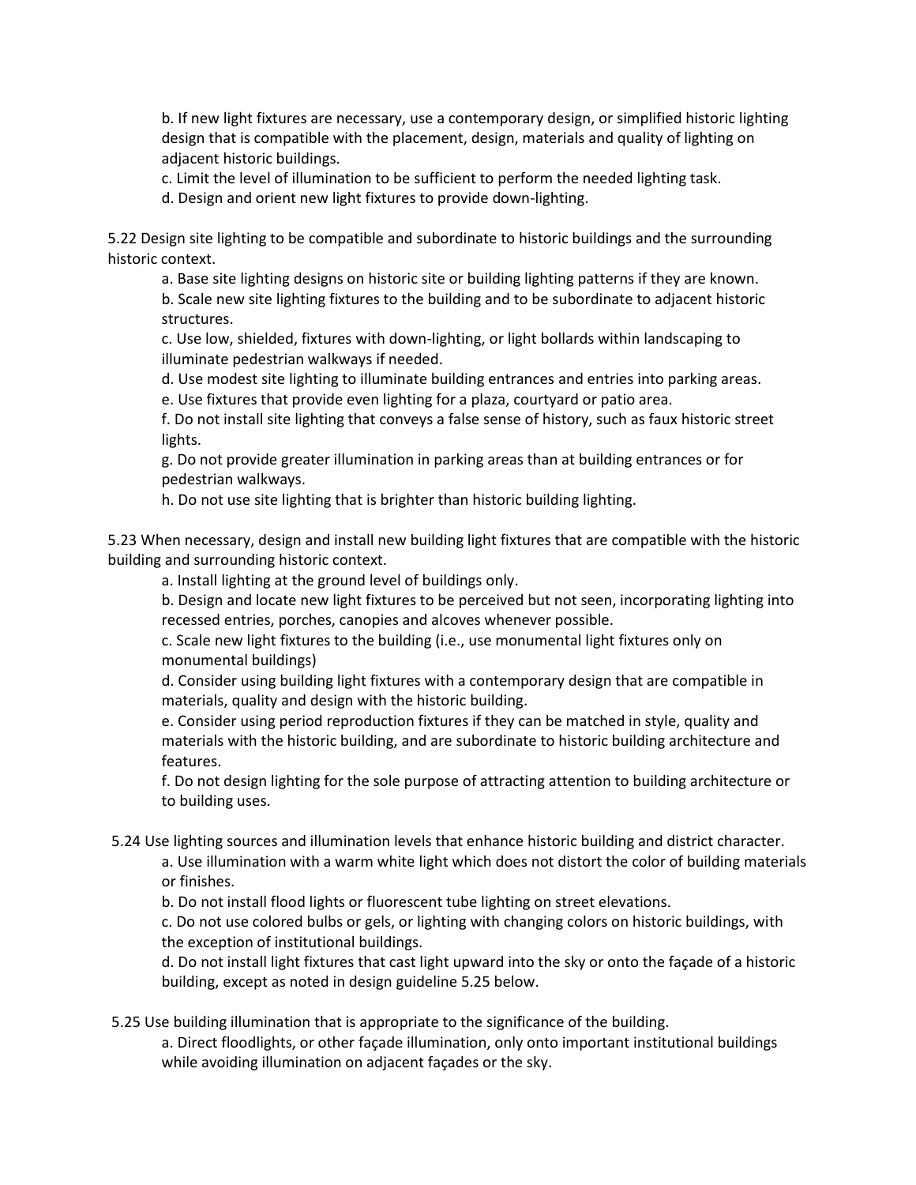b. If new light fixtures are necessary, use a contemporary design, or simplified historic lighting design that is compatible with the placement, design, materials and quality of lighting on adjacent historic buildings.

c. Limit the level of illumination to be sufficient to perform the needed lighting task.

d. Design and orient new light fixtures to provide down-lighting.

5.22 Design site lighting to be compatible and subordinate to historic buildings and the surrounding historic context.

a. Base site lighting designs on historic site or building lighting patterns if they are known.

b. Scale new site lighting fixtures to the building and to be subordinate to adjacent historic structures.

c. Use low, shielded, fixtures with down-lighting, or light bollards within landscaping to illuminate pedestrian walkways if needed.

d. Use modest site lighting to illuminate building entrances and entries into parking areas.

e. Use fixtures that provide even lighting for a plaza, courtyard or patio area.

f. Do not install site lighting that conveys a false sense of history, such as faux historic street lights.

g. Do not provide greater illumination in parking areas than at building entrances or for pedestrian walkways.

h. Do not use site lighting that is brighter than historic building lighting.

5.23 When necessary, design and install new building light fixtures that are compatible with the historic building and surrounding historic context.

a. Install lighting at the ground level of buildings only.

b. Design and locate new light fixtures to be perceived but not seen, incorporating lighting into recessed entries, porches, canopies and alcoves whenever possible.

c. Scale new light fixtures to the building (i.e., use monumental light fixtures only on monumental buildings)

d. Consider using building light fixtures with a contemporary design that are compatible in materials, quality and design with the historic building.

e. Consider using period reproduction fixtures if they can be matched in style, quality and materials with the historic building, and are subordinate to historic building architecture and features.

f. Do not design lighting for the sole purpose of attracting attention to building architecture or to building uses.

5.24 Use lighting sources and illumination levels that enhance historic building and district character.

a. Use illumination with a warm white light which does not distort the color of building materials or finishes.

b. Do not install flood lights or fluorescent tube lighting on street elevations.

c. Do not use colored bulbs or gels, or lighting with changing colors on historic buildings, with the exception of institutional buildings.

d. Do not install light fixtures that cast light upward into the sky or onto the façade of a historic building, except as noted in design guideline 5.25 below.

5.25 Use building illumination that is appropriate to the significance of the building.

a. Direct floodlights, or other façade illumination, only onto important institutional buildings while avoiding illumination on adjacent façades or the sky.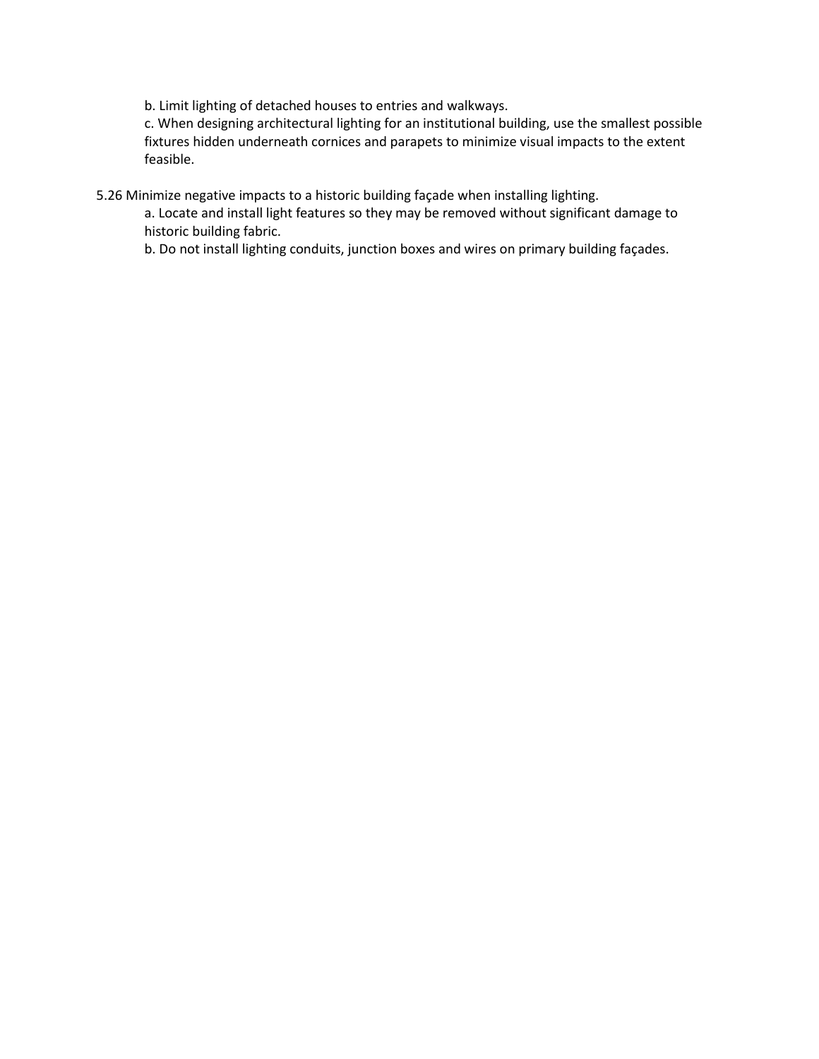b. Limit lighting of detached houses to entries and walkways.
c. When designing architectural lighting for an institutional building, use the smallest possible fixtures hidden underneath cornices and parapets to minimize visual impacts to the extent feasible.

5.26 Minimize negative impacts to a historic building façade when installing lighting.
a. Locate and install light features so they may be removed without significant damage to historic building fabric.
b. Do not install lighting conduits, junction boxes and wires on primary building façades.